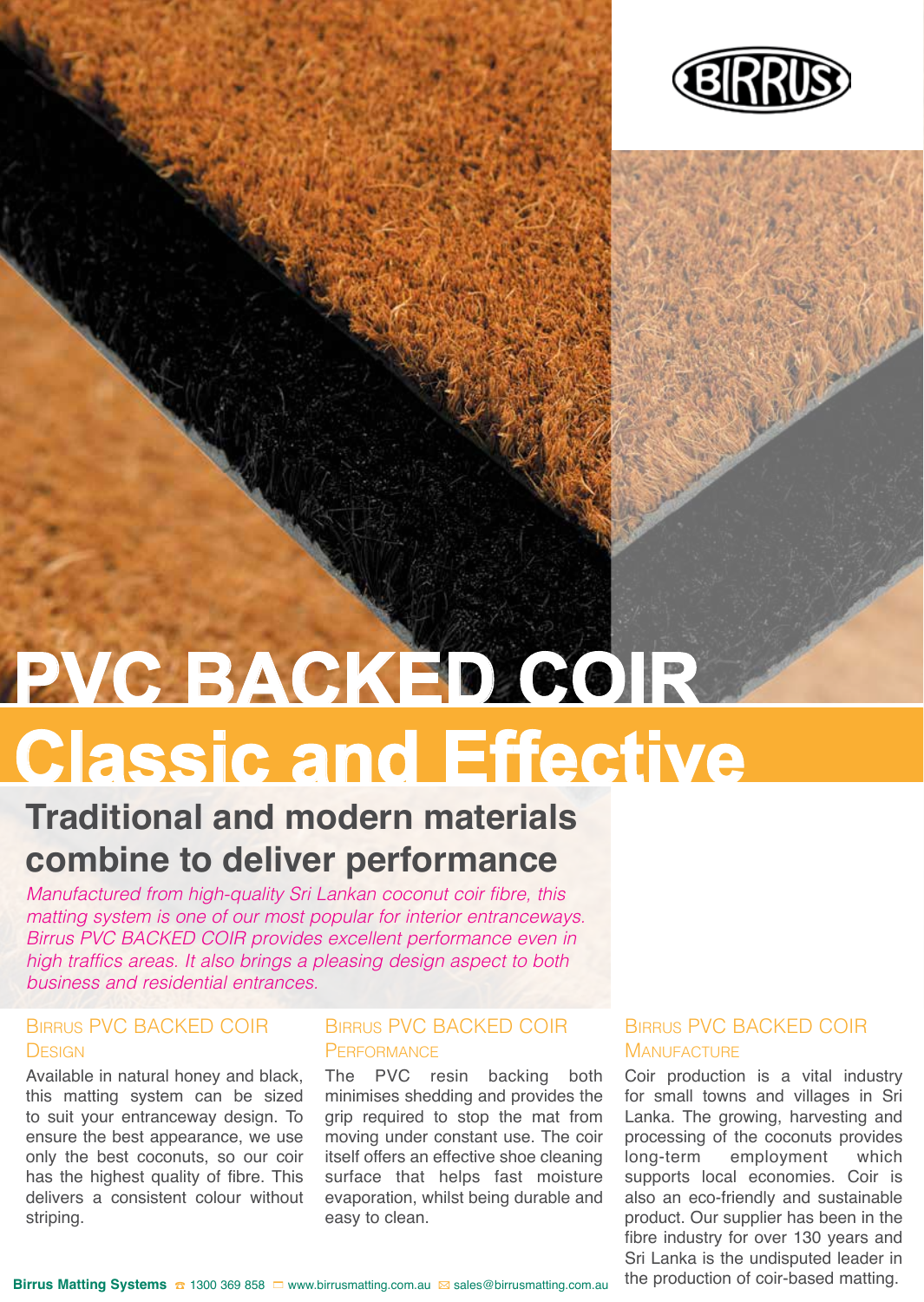BIRRUS

# PVC BACKED COIR

# Classic and Effective

## Traditional and modern materials combine to deliver performance

*Manufactured from high-quality Sri Lankan coconut coir fibre, this matting system is one of our most popular for interior entranceways. Birrus PVC BACKED COIR provides excellent performance even in high traffics areas. It also brings a pleasing design aspect to both business and residential entrances.*

### Birrus PVC Backed Coir Design

Available in natural honey and black, this matting system can be sized to suit your entranceway design. To ensure the best appearance, we use only the best coconuts, so our coir has the highest quality of fibre. This delivers a consistent colour without striping.

### Birrus PVC Backed Coir Performance

The PVC resin backing both minimises shedding and provides the grip required to stop the mat from moving under constant use. The coir itself offers an effective shoe cleaning surface that helps fast moisture evaporation, whilst being durable and easy to clean.

### Birrus PVC Backed Coir Manufacture

Coir production is a vital industry for small towns and villages in Sri Lanka. The growing, harvesting and processing of the coconuts provides long-term employment which supports local economies. Coir is also an eco-friendly and sustainable product. Our supplier has been in the fibre industry for over 130 years and Sri Lanka is the undisputed leader in the production of coir-based matting.

**Birrus Matting Systems** 1300 369 858 www.birrusmatting.com.au sales@birrusmatting.com.au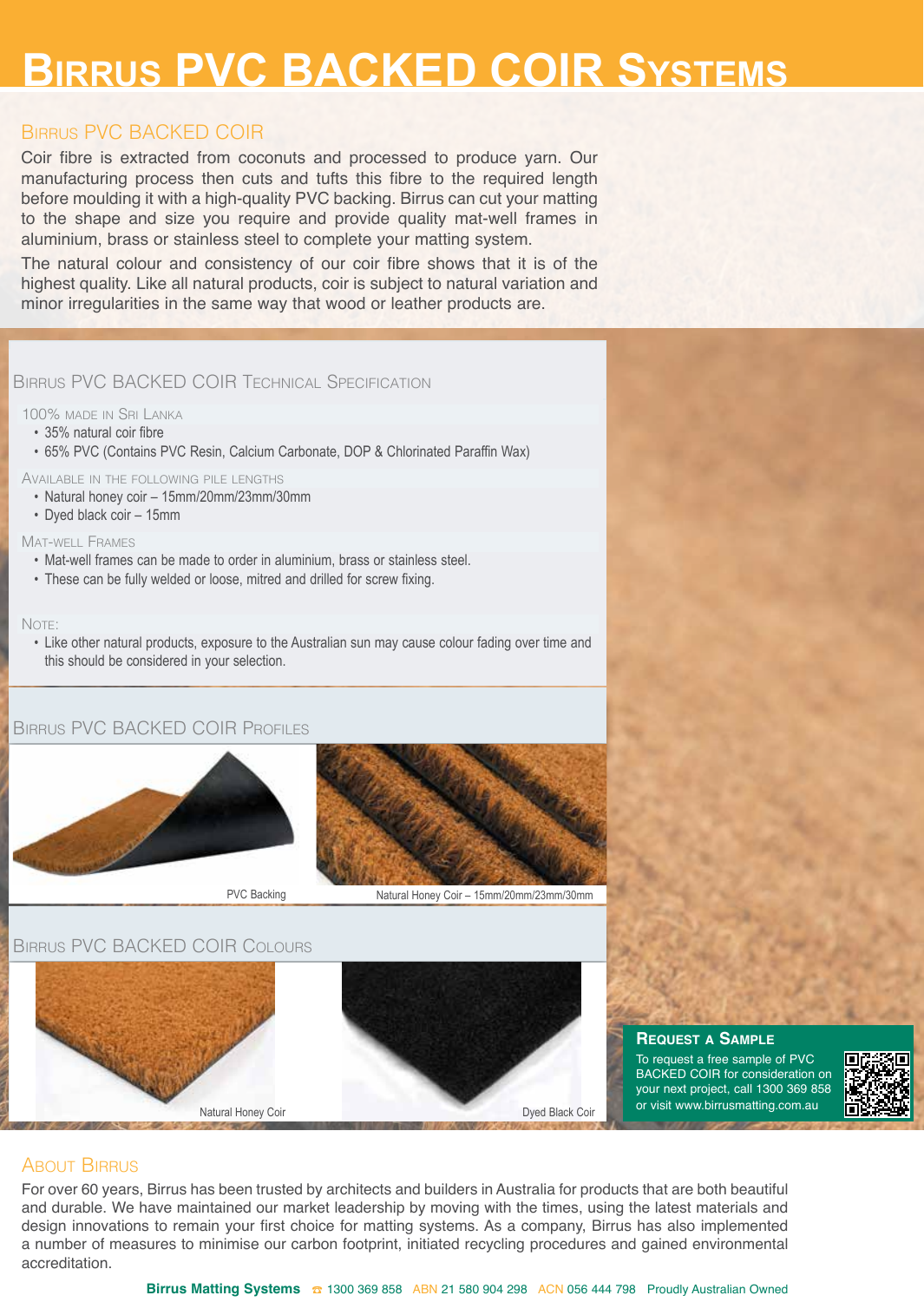# Birrus PVC BACKED COIR Systems

## Birrus PVC BACKED COIR

Coir fibre is extracted from coconuts and processed to produce yarn. Our manufacturing process then cuts and tufts this fibre to the required length before moulding it with a high-quality PVC backing. Birrus can cut your matting to the shape and size you require and provide quality mat-well frames in aluminium, brass or stainless steel to complete your matting system.

The natural colour and consistency of our coir fibre shows that it is of the highest quality. Like all natural products, coir is subject to natural variation and minor irregularities in the same way that wood or leather products are.

## Birrus PVC BACKED COIR Technical Specification

### 100% made in Sri Lanka

- 35% natural coir fibre
- 65% PVC (Contains PVC Resin, Calcium Carbonate, DOP & Chlorinated Paraffin Wax)

### Available in the following pile lengths

- Natural honey coir – 15mm/20mm/23mm/30mm
- Dyed black coir – 15mm

### Mat-well Frames

- Mat-well frames can be made to order in aluminium, brass or stainless steel.
- These can be fully welded or loose, mitred and drilled for screw fixing.

### Note:

- Like other natural products, exposure to the Australian sun may cause colour fading over time and this should be considered in your selection.

## Birrus PVC BACKED COIR Profiles

PVC Backing

Natural Honey Coir – 15mm/20mm/23mm/30mm

## Birrus PVC BACKED COIR Colours

Natural Honey Coir

Dyed Black Coir

### Request a Sample

To request a free sample of PVC BACKED COIR for consideration on your next project, call 1300 369 858 or visit www.birrusmatting.com.au

## About Birrus

For over 60 years, Birrus has been trusted by architects and builders in Australia for products that are both beautiful and durable. We have maintained our market leadership by moving with the times, using the latest materials and design innovations to remain your first choice for matting systems. As a company, Birrus has also implemented a number of measures to minimise our carbon footprint, initiated recycling procedures and gained environmental accreditation.

**Birrus Matting Systems** ☎ 1300 369 858 ABN 21 580 904 298 ACN 056 444 798 Proudly Australian Owned